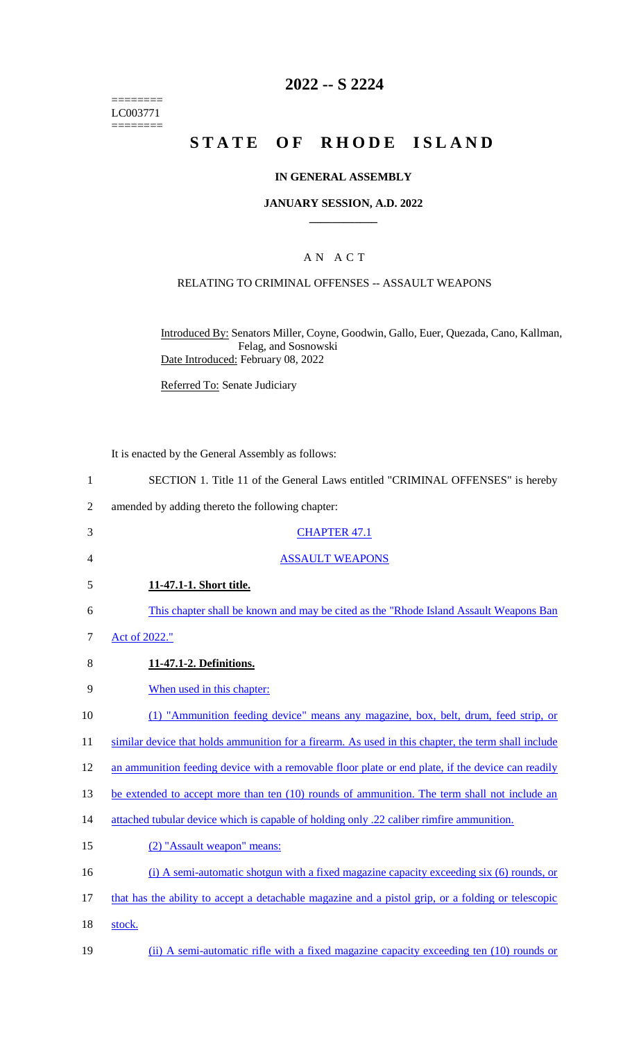========
LC003771
========

# 2022 -- S 2224

# STATE OF RHODE ISLAND

## IN GENERAL ASSEMBLY

### JANUARY SESSION, A.D. 2022

## A N A C T

### RELATING TO CRIMINAL OFFENSES -- ASSAULT WEAPONS

Introduced By: Senators Miller, Coyne, Goodwin, Gallo, Euer, Quezada, Cano, Kallman, Felag, and Sosnowski

Date Introduced: February 08, 2022

Referred To: Senate Judiciary

It is enacted by the General Assembly as follows:

1 SECTION 1. Title 11 of the General Laws entitled "CRIMINAL OFFENSES" is hereby
2 amended by adding thereto the following chapter:

3 CHAPTER 47.1

4 ASSAULT WEAPONS

5 **11-47.1-1. Short title.**

6 This chapter shall be known and may be cited as the "Rhode Island Assault Weapons Ban
7 Act of 2022."

8 **11-47.1-2. Definitions.**

9 When used in this chapter:

10 (1) "Ammunition feeding device" means any magazine, box, belt, drum, feed strip, or
11 similar device that holds ammunition for a firearm. As used in this chapter, the term shall include
12 an ammunition feeding device with a removable floor plate or end plate, if the device can readily
13 be extended to accept more than ten (10) rounds of ammunition. The term shall not include an
14 attached tubular device which is capable of holding only .22 caliber rimfire ammunition.

15 (2) "Assault weapon" means:

16 (i) A semi-automatic shotgun with a fixed magazine capacity exceeding six (6) rounds, or
17 that has the ability to accept a detachable magazine and a pistol grip, or a folding or telescopic
18 stock.

19 (ii) A semi-automatic rifle with a fixed magazine capacity exceeding ten (10) rounds or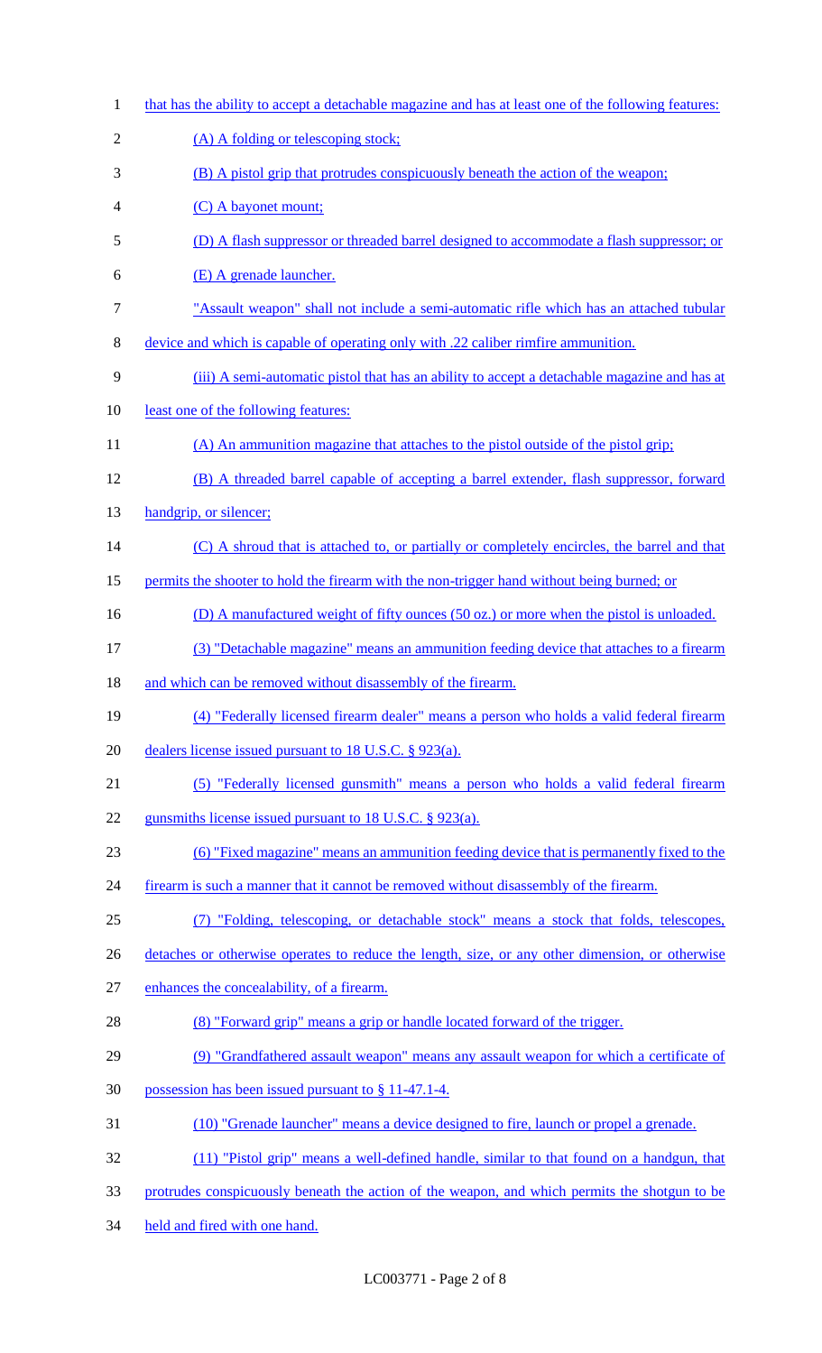that has the ability to accept a detachable magazine and has at least one of the following features:

(A) A folding or telescoping stock;

(B) A pistol grip that protrudes conspicuously beneath the action of the weapon;

(C) A bayonet mount;

(D) A flash suppressor or threaded barrel designed to accommodate a flash suppressor; or

(E) A grenade launcher.

"Assault weapon" shall not include a semi-automatic rifle which has an attached tubular device and which is capable of operating only with .22 caliber rimfire ammunition.

(iii) A semi-automatic pistol that has an ability to accept a detachable magazine and has at least one of the following features:

(A) An ammunition magazine that attaches to the pistol outside of the pistol grip;

(B) A threaded barrel capable of accepting a barrel extender, flash suppressor, forward handgrip, or silencer;

(C) A shroud that is attached to, or partially or completely encircles, the barrel and that permits the shooter to hold the firearm with the non-trigger hand without being burned; or

(D) A manufactured weight of fifty ounces (50 oz.) or more when the pistol is unloaded.

(3) "Detachable magazine" means an ammunition feeding device that attaches to a firearm and which can be removed without disassembly of the firearm.

(4) "Federally licensed firearm dealer" means a person who holds a valid federal firearm dealers license issued pursuant to 18 U.S.C. § 923(a).

(5) "Federally licensed gunsmith" means a person who holds a valid federal firearm gunsmiths license issued pursuant to 18 U.S.C. § 923(a).

(6) "Fixed magazine" means an ammunition feeding device that is permanently fixed to the firearm is such a manner that it cannot be removed without disassembly of the firearm.

(7) "Folding, telescoping, or detachable stock" means a stock that folds, telescopes, detaches or otherwise operates to reduce the length, size, or any other dimension, or otherwise enhances the concealability, of a firearm.

(8) "Forward grip" means a grip or handle located forward of the trigger.

(9) "Grandfathered assault weapon" means any assault weapon for which a certificate of possession has been issued pursuant to § 11-47.1-4.

(10) "Grenade launcher" means a device designed to fire, launch or propel a grenade.

(11) "Pistol grip" means a well-defined handle, similar to that found on a handgun, that protrudes conspicuously beneath the action of the weapon, and which permits the shotgun to be held and fired with one hand.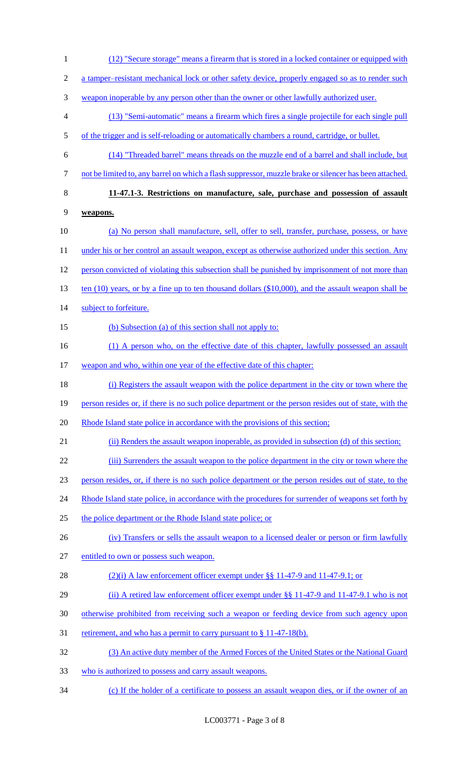(12) "Secure storage" means a firearm that is stored in a locked container or equipped with a tamper–resistant mechanical lock or other safety device, properly engaged so as to render such weapon inoperable by any person other than the owner or other lawfully authorized user.

(13) "Semi-automatic" means a firearm which fires a single projectile for each single pull of the trigger and is self-reloading or automatically chambers a round, cartridge, or bullet.

(14) "Threaded barrel" means threads on the muzzle end of a barrel and shall include, but not be limited to, any barrel on which a flash suppressor, muzzle brake or silencer has been attached.

**11-47.1-3. Restrictions on manufacture, sale, purchase and possession of assault weapons.**

(a) No person shall manufacture, sell, offer to sell, transfer, purchase, possess, or have under his or her control an assault weapon, except as otherwise authorized under this section. Any person convicted of violating this subsection shall be punished by imprisonment of not more than ten (10) years, or by a fine up to ten thousand dollars ($10,000), and the assault weapon shall be subject to forfeiture.

(b) Subsection (a) of this section shall not apply to:

(1) A person who, on the effective date of this chapter, lawfully possessed an assault weapon and who, within one year of the effective date of this chapter:

(i) Registers the assault weapon with the police department in the city or town where the person resides or, if there is no such police department or the person resides out of state, with the Rhode Island state police in accordance with the provisions of this section;

(ii) Renders the assault weapon inoperable, as provided in subsection (d) of this section;

(iii) Surrenders the assault weapon to the police department in the city or town where the person resides, or, if there is no such police department or the person resides out of state, to the Rhode Island state police, in accordance with the procedures for surrender of weapons set forth by the police department or the Rhode Island state police; or

(iv) Transfers or sells the assault weapon to a licensed dealer or person or firm lawfully entitled to own or possess such weapon.

(2)(i) A law enforcement officer exempt under §§ 11-47-9 and 11-47-9.1; or

(ii) A retired law enforcement officer exempt under §§ 11-47-9 and 11-47-9.1 who is not otherwise prohibited from receiving such a weapon or feeding device from such agency upon retirement, and who has a permit to carry pursuant to § 11-47-18(b).

(3) An active duty member of the Armed Forces of the United States or the National Guard who is authorized to possess and carry assault weapons.

(c) If the holder of a certificate to possess an assault weapon dies, or if the owner of an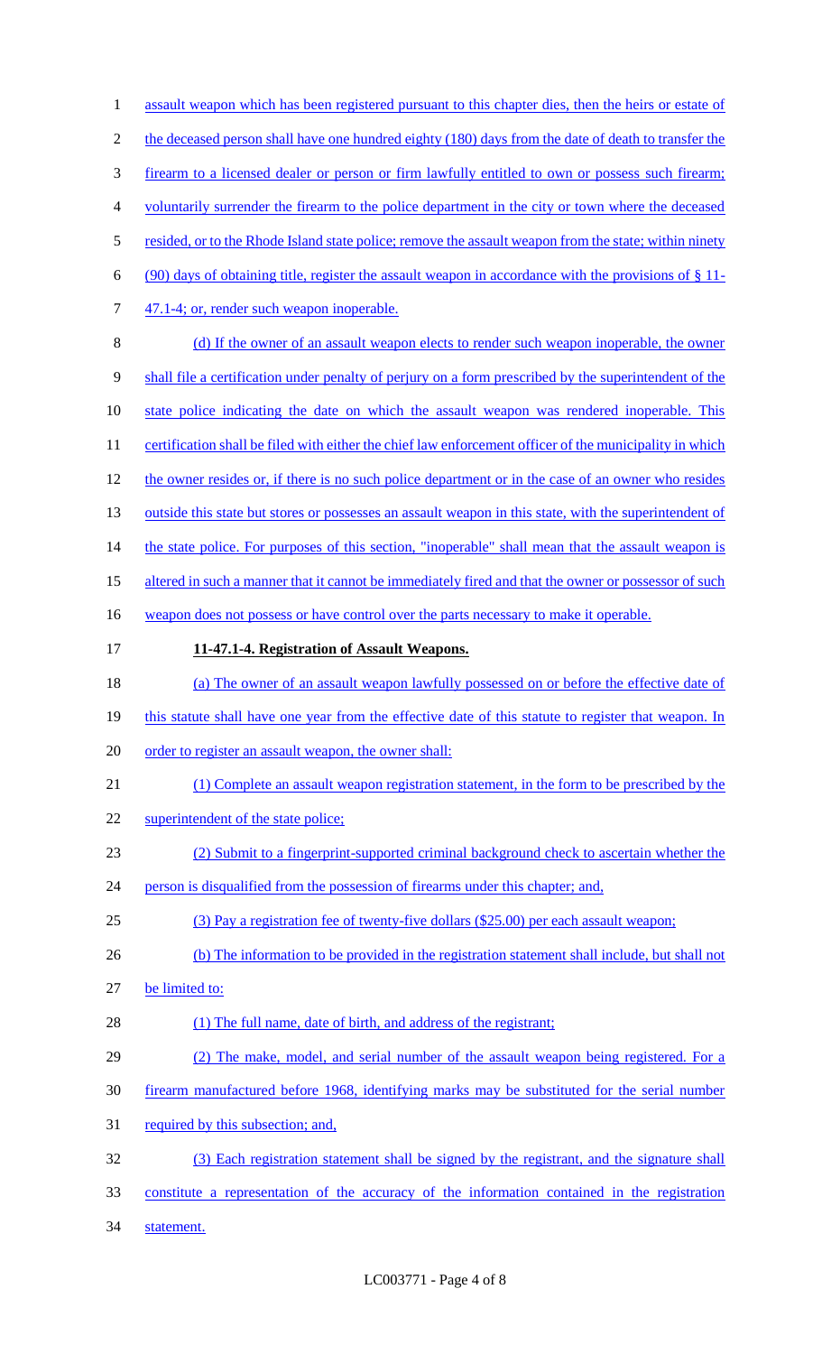assault weapon which has been registered pursuant to this chapter dies, then the heirs or estate of the deceased person shall have one hundred eighty (180) days from the date of death to transfer the firearm to a licensed dealer or person or firm lawfully entitled to own or possess such firearm; voluntarily surrender the firearm to the police department in the city or town where the deceased resided, or to the Rhode Island state police; remove the assault weapon from the state; within ninety (90) days of obtaining title, register the assault weapon in accordance with the provisions of § 11-47.1-4; or, render such weapon inoperable.

(d) If the owner of an assault weapon elects to render such weapon inoperable, the owner shall file a certification under penalty of perjury on a form prescribed by the superintendent of the state police indicating the date on which the assault weapon was rendered inoperable. This certification shall be filed with either the chief law enforcement officer of the municipality in which the owner resides or, if there is no such police department or in the case of an owner who resides outside this state but stores or possesses an assault weapon in this state, with the superintendent of the state police. For purposes of this section, "inoperable" shall mean that the assault weapon is altered in such a manner that it cannot be immediately fired and that the owner or possessor of such weapon does not possess or have control over the parts necessary to make it operable.

**11-47.1-4. Registration of Assault Weapons.**

(a) The owner of an assault weapon lawfully possessed on or before the effective date of this statute shall have one year from the effective date of this statute to register that weapon. In order to register an assault weapon, the owner shall:

(1) Complete an assault weapon registration statement, in the form to be prescribed by the superintendent of the state police;

(2) Submit to a fingerprint-supported criminal background check to ascertain whether the person is disqualified from the possession of firearms under this chapter; and,

(3) Pay a registration fee of twenty-five dollars ($25.00) per each assault weapon;

(b) The information to be provided in the registration statement shall include, but shall not be limited to:

(1) The full name, date of birth, and address of the registrant;

(2) The make, model, and serial number of the assault weapon being registered. For a firearm manufactured before 1968, identifying marks may be substituted for the serial number required by this subsection; and,

(3) Each registration statement shall be signed by the registrant, and the signature shall constitute a representation of the accuracy of the information contained in the registration statement.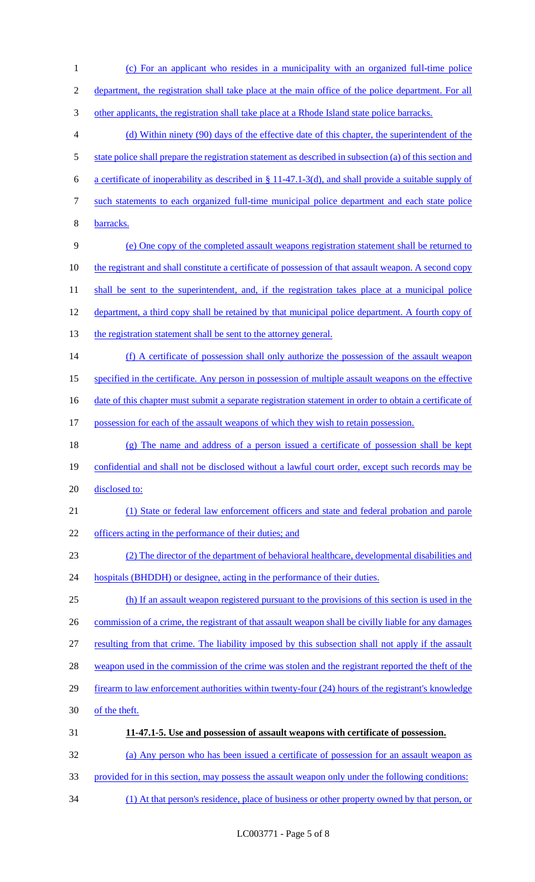(c) For an applicant who resides in a municipality with an organized full-time police department, the registration shall take place at the main office of the police department. For all other applicants, the registration shall take place at a Rhode Island state police barracks.

(d) Within ninety (90) days of the effective date of this chapter, the superintendent of the state police shall prepare the registration statement as described in subsection (a) of this section and a certificate of inoperability as described in § 11-47.1-3(d), and shall provide a suitable supply of such statements to each organized full-time municipal police department and each state police barracks.

(e) One copy of the completed assault weapons registration statement shall be returned to the registrant and shall constitute a certificate of possession of that assault weapon. A second copy shall be sent to the superintendent, and, if the registration takes place at a municipal police department, a third copy shall be retained by that municipal police department. A fourth copy of the registration statement shall be sent to the attorney general.

(f) A certificate of possession shall only authorize the possession of the assault weapon specified in the certificate. Any person in possession of multiple assault weapons on the effective date of this chapter must submit a separate registration statement in order to obtain a certificate of possession for each of the assault weapons of which they wish to retain possession.

(g) The name and address of a person issued a certificate of possession shall be kept confidential and shall not be disclosed without a lawful court order, except such records may be disclosed to:

(1) State or federal law enforcement officers and state and federal probation and parole officers acting in the performance of their duties; and

(2) The director of the department of behavioral healthcare, developmental disabilities and hospitals (BHDDH) or designee, acting in the performance of their duties.

(h) If an assault weapon registered pursuant to the provisions of this section is used in the commission of a crime, the registrant of that assault weapon shall be civilly liable for any damages resulting from that crime. The liability imposed by this subsection shall not apply if the assault weapon used in the commission of the crime was stolen and the registrant reported the theft of the firearm to law enforcement authorities within twenty-four (24) hours of the registrant's knowledge of the theft.

**11-47.1-5. Use and possession of assault weapons with certificate of possession.**

(a) Any person who has been issued a certificate of possession for an assault weapon as provided for in this section, may possess the assault weapon only under the following conditions:

(1) At that person's residence, place of business or other property owned by that person, or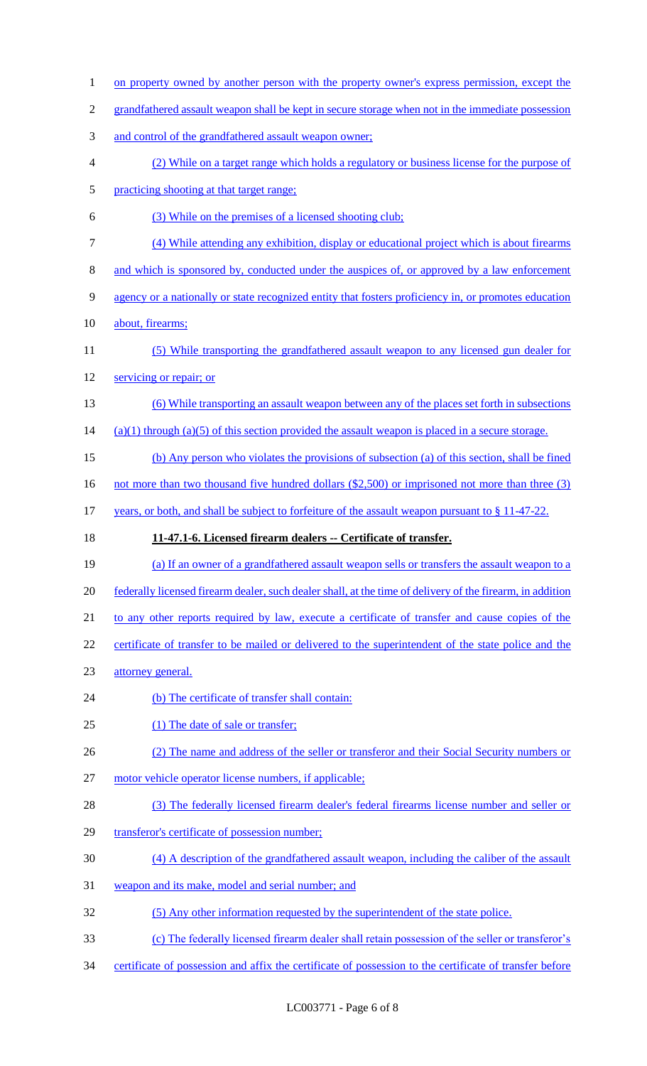on property owned by another person with the property owner's express permission, except the grandfathered assault weapon shall be kept in secure storage when not in the immediate possession and control of the grandfathered assault weapon owner;

(2) While on a target range which holds a regulatory or business license for the purpose of practicing shooting at that target range;

(3) While on the premises of a licensed shooting club;

(4) While attending any exhibition, display or educational project which is about firearms and which is sponsored by, conducted under the auspices of, or approved by a law enforcement agency or a nationally or state recognized entity that fosters proficiency in, or promotes education about, firearms;

(5) While transporting the grandfathered assault weapon to any licensed gun dealer for servicing or repair; or

(6) While transporting an assault weapon between any of the places set forth in subsections (a)(1) through (a)(5) of this section provided the assault weapon is placed in a secure storage.

(b) Any person who violates the provisions of subsection (a) of this section, shall be fined not more than two thousand five hundred dollars ($2,500) or imprisoned not more than three (3) years, or both, and shall be subject to forfeiture of the assault weapon pursuant to § 11-47-22.

**11-47.1-6. Licensed firearm dealers -- Certificate of transfer.**

(a) If an owner of a grandfathered assault weapon sells or transfers the assault weapon to a federally licensed firearm dealer, such dealer shall, at the time of delivery of the firearm, in addition to any other reports required by law, execute a certificate of transfer and cause copies of the certificate of transfer to be mailed or delivered to the superintendent of the state police and the attorney general.

(b) The certificate of transfer shall contain:

(1) The date of sale or transfer;

(2) The name and address of the seller or transferor and their Social Security numbers or motor vehicle operator license numbers, if applicable;

(3) The federally licensed firearm dealer's federal firearms license number and seller or transferor's certificate of possession number;

(4) A description of the grandfathered assault weapon, including the caliber of the assault weapon and its make, model and serial number; and

(5) Any other information requested by the superintendent of the state police.

(c) The federally licensed firearm dealer shall retain possession of the seller or transferor's certificate of possession and affix the certificate of possession to the certificate of transfer before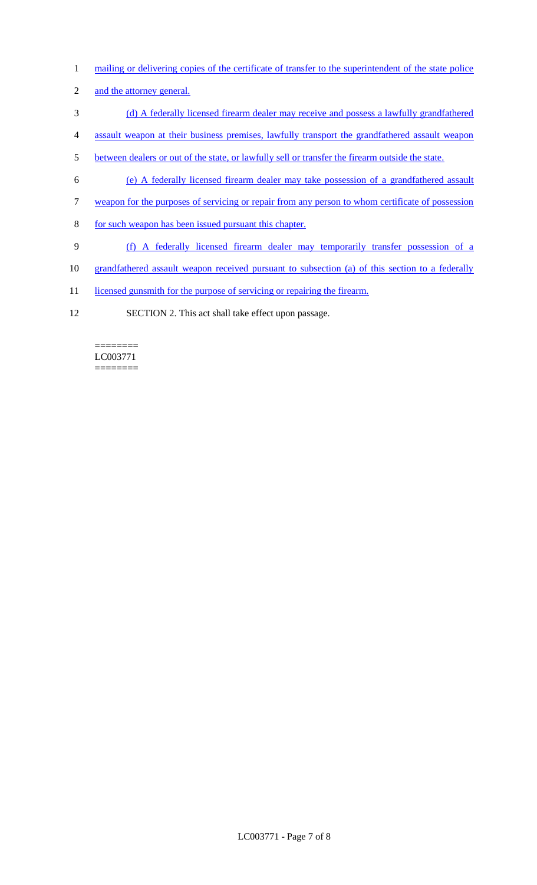mailing or delivering copies of the certificate of transfer to the superintendent of the state police and the attorney general.

(d) A federally licensed firearm dealer may receive and possess a lawfully grandfathered assault weapon at their business premises, lawfully transport the grandfathered assault weapon between dealers or out of the state, or lawfully sell or transfer the firearm outside the state.

(e) A federally licensed firearm dealer may take possession of a grandfathered assault weapon for the purposes of servicing or repair from any person to whom certificate of possession for such weapon has been issued pursuant this chapter.

(f) A federally licensed firearm dealer may temporarily transfer possession of a grandfathered assault weapon received pursuant to subsection (a) of this section to a federally licensed gunsmith for the purpose of servicing or repairing the firearm.

SECTION 2. This act shall take effect upon passage.

========
LC003771
========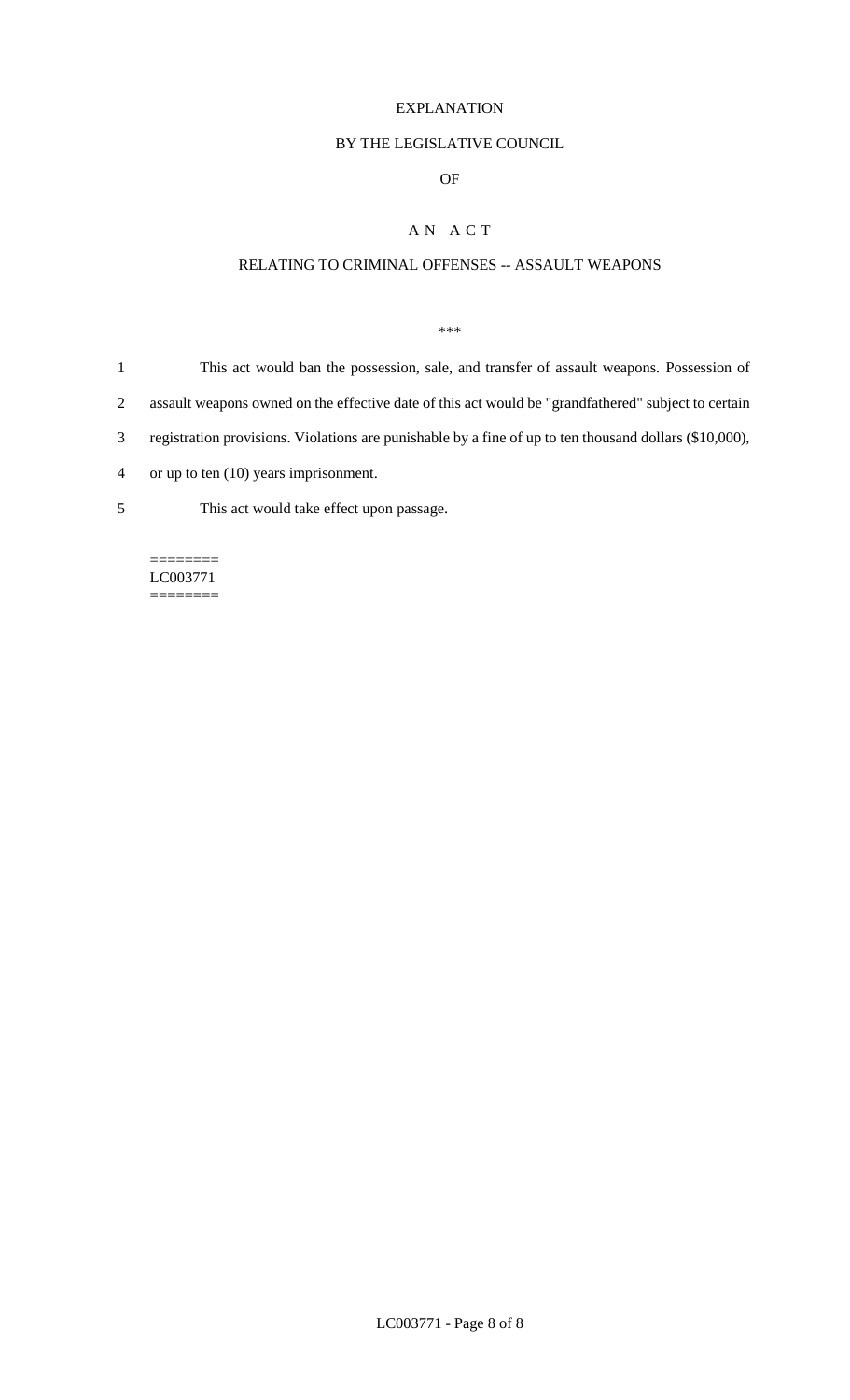EXPLANATION

BY THE LEGISLATIVE COUNCIL

OF

A N  A C T

RELATING TO CRIMINAL OFFENSES -- ASSAULT WEAPONS

\*\*\*

1 This act would ban the possession, sale, and transfer of assault weapons. Possession of
2 assault weapons owned on the effective date of this act would be "grandfathered" subject to certain
3 registration provisions. Violations are punishable by a fine of up to ten thousand dollars ($10,000),
4 or up to ten (10) years imprisonment.
5 This act would take effect upon passage.

========
LC003771
========